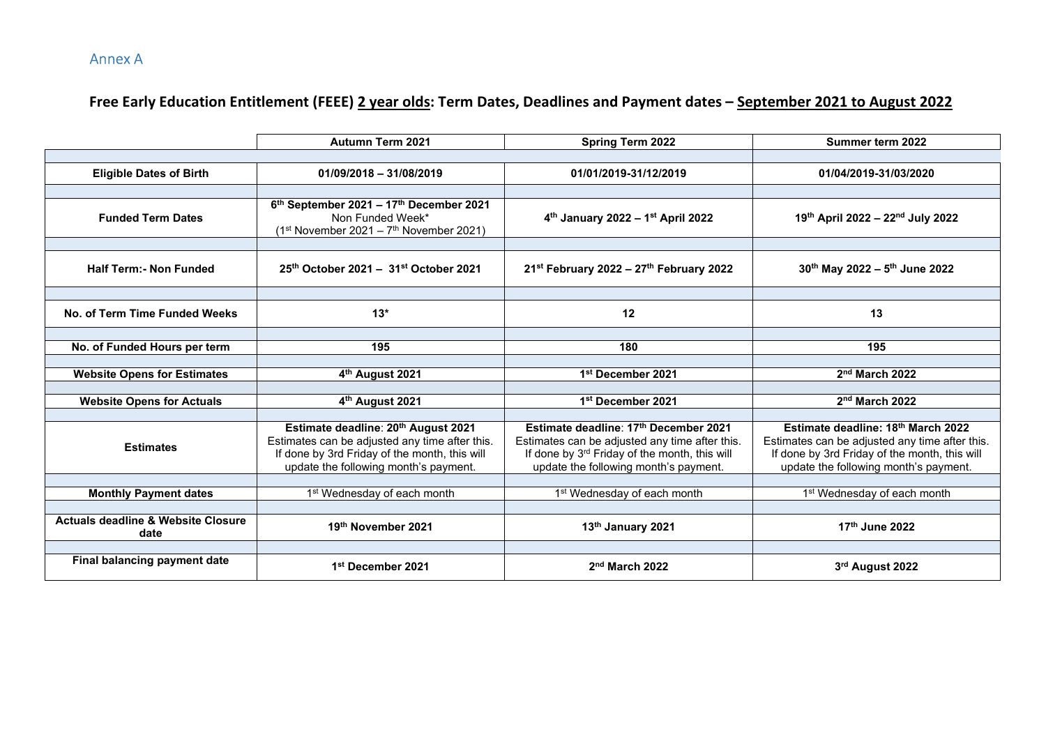Annex A

## Free Early Education Entitlement (FEEE) 2 year olds: Term Dates, Deadlines and Payment dates – September 2021 to August 2022

| | Autumn Term 2021 | Spring Term 2022 | Summer term 2022 |
|---|---|---|---|
| **Eligible Dates of Birth** | **01/09/2018 – 31/08/2019** | **01/01/2019-31/12/2019** | **01/04/2019-31/03/2020** |
| **Funded Term Dates** | **6th September 2021 – 17th December 2021** Non Funded Week* (1st November 2021 – 7th November 2021) | **4th January 2022 – 1st April 2022** | **19th April 2022 – 22nd July 2022** |
| **Half Term:- Non Funded** | **25th October 2021 – 31st October 2021** | **21st February 2022 – 27th February 2022** | **30th May 2022 – 5th June 2022** |
| **No. of Term Time Funded Weeks** | **13*** | **12** | **13** |
| **No. of Funded Hours per term** | **195** | **180** | **195** |
| **Website Opens for Estimates** | **4th August 2021** | **1st December 2021** | **2nd March 2022** |
| **Website Opens for Actuals** | **4th August 2021** | **1st December 2021** | **2nd March 2022** |
| **Estimates** | **Estimate deadline: 20th August 2021** Estimates can be adjusted any time after this. If done by 3rd Friday of the month, this will update the following month's payment. | **Estimate deadline: 17th December 2021** Estimates can be adjusted any time after this. If done by 3rd Friday of the month, this will update the following month's payment. | **Estimate deadline: 18th March 2022** Estimates can be adjusted any time after this. If done by 3rd Friday of the month, this will update the following month's payment. |
| **Monthly Payment dates** | 1st Wednesday of each month | 1st Wednesday of each month | 1st Wednesday of each month |
| **Actuals deadline & Website Closure date** | **19th November 2021** | **13th January 2021** | **17th June 2022** |
| **Final balancing payment date** | **1st December 2021** | **2nd March 2022** | **3rd August 2022** |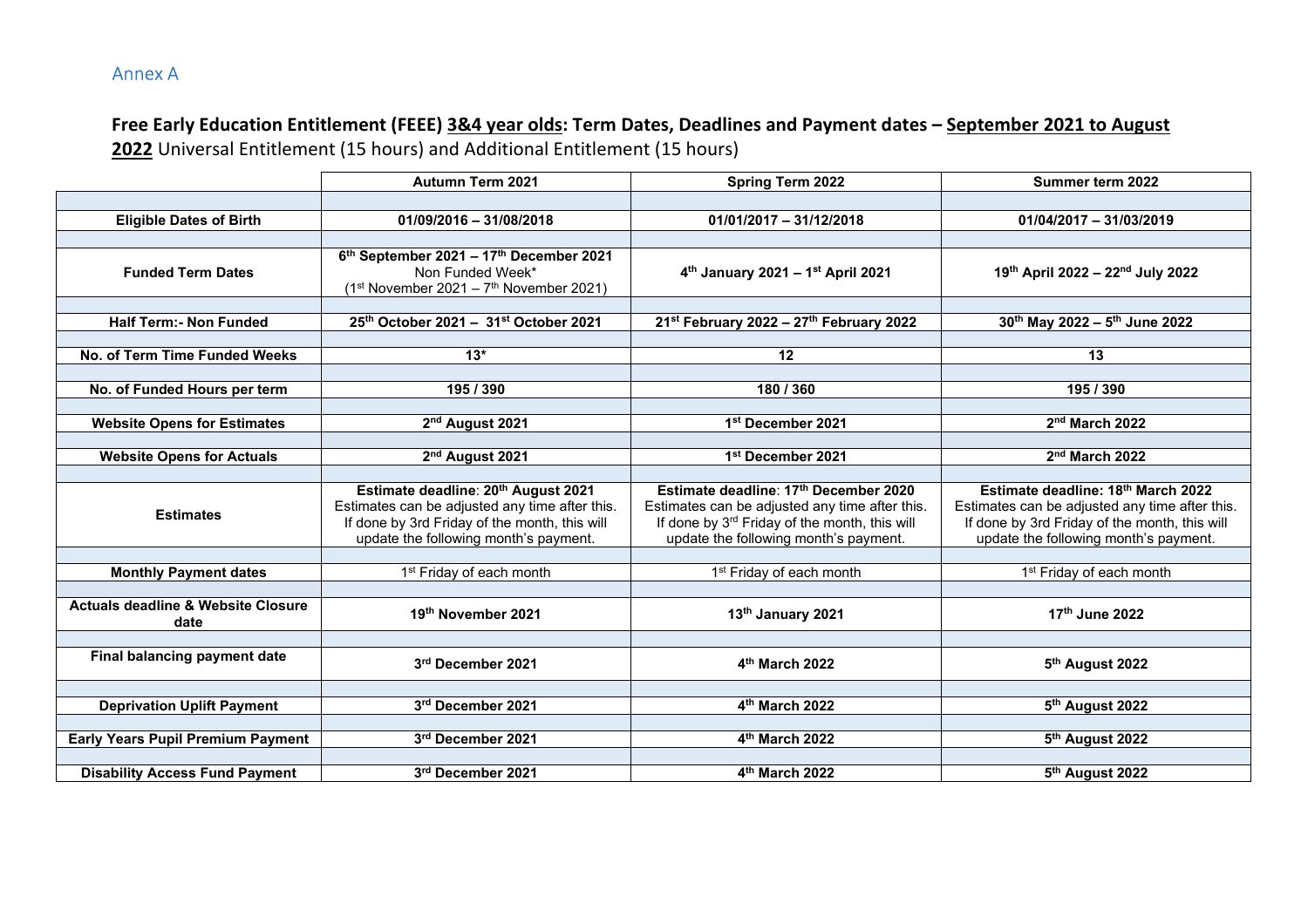Annex A

## Free Early Education Entitlement (FEEE) 3&4 year olds: Term Dates, Deadlines and Payment dates – September 2021 to August 2022 Universal Entitlement (15 hours) and Additional Entitlement (15 hours)

| | Autumn Term 2021 | Spring Term 2022 | Summer term 2022 |
|---|---|---|---|
| **Eligible Dates of Birth** | **01/09/2016 – 31/08/2018** | **01/01/2017 – 31/12/2018** | **01/04/2017 – 31/03/2019** |
| **Funded Term Dates** | **6th September 2021 – 17th December 2021** Non Funded Week* (1st November 2021 – 7th November 2021) | **4th January 2021 – 1st April 2021** | **19th April 2022 – 22nd July 2022** |
| **Half Term:- Non Funded** | **25th October 2021 – 31st October 2021** | **21st February 2022 – 27th February 2022** | **30th May 2022 – 5th June 2022** |
| **No. of Term Time Funded Weeks** | **13*** | **12** | **13** |
| **No. of Funded Hours per term** | **195 / 390** | **180 / 360** | **195 / 390** |
| **Website Opens for Estimates** | **2nd August 2021** | **1st December 2021** | **2nd March 2022** |
| **Website Opens for Actuals** | **2nd August 2021** | **1st December 2021** | **2nd March 2022** |
| **Estimates** | **Estimate deadline: 20th August 2021** Estimates can be adjusted any time after this. If done by 3rd Friday of the month, this will update the following month's payment. | **Estimate deadline: 17th December 2020** Estimates can be adjusted any time after this. If done by 3rd Friday of the month, this will update the following month's payment. | **Estimate deadline: 18th March 2022** Estimates can be adjusted any time after this. If done by 3rd Friday of the month, this will update the following month's payment. |
| **Monthly Payment dates** | 1st Friday of each month | 1st Friday of each month | 1st Friday of each month |
| **Actuals deadline & Website Closure date** | **19th November 2021** | **13th January 2021** | **17th June 2022** |
| **Final balancing payment date** | **3rd December 2021** | **4th March 2022** | **5th August 2022** |
| **Deprivation Uplift Payment** | **3rd December 2021** | **4th March 2022** | **5th August 2022** |
| **Early Years Pupil Premium Payment** | **3rd December 2021** | **4th March 2022** | **5th August 2022** |
| **Disability Access Fund Payment** | **3rd December 2021** | **4th March 2022** | **5th August 2022** |